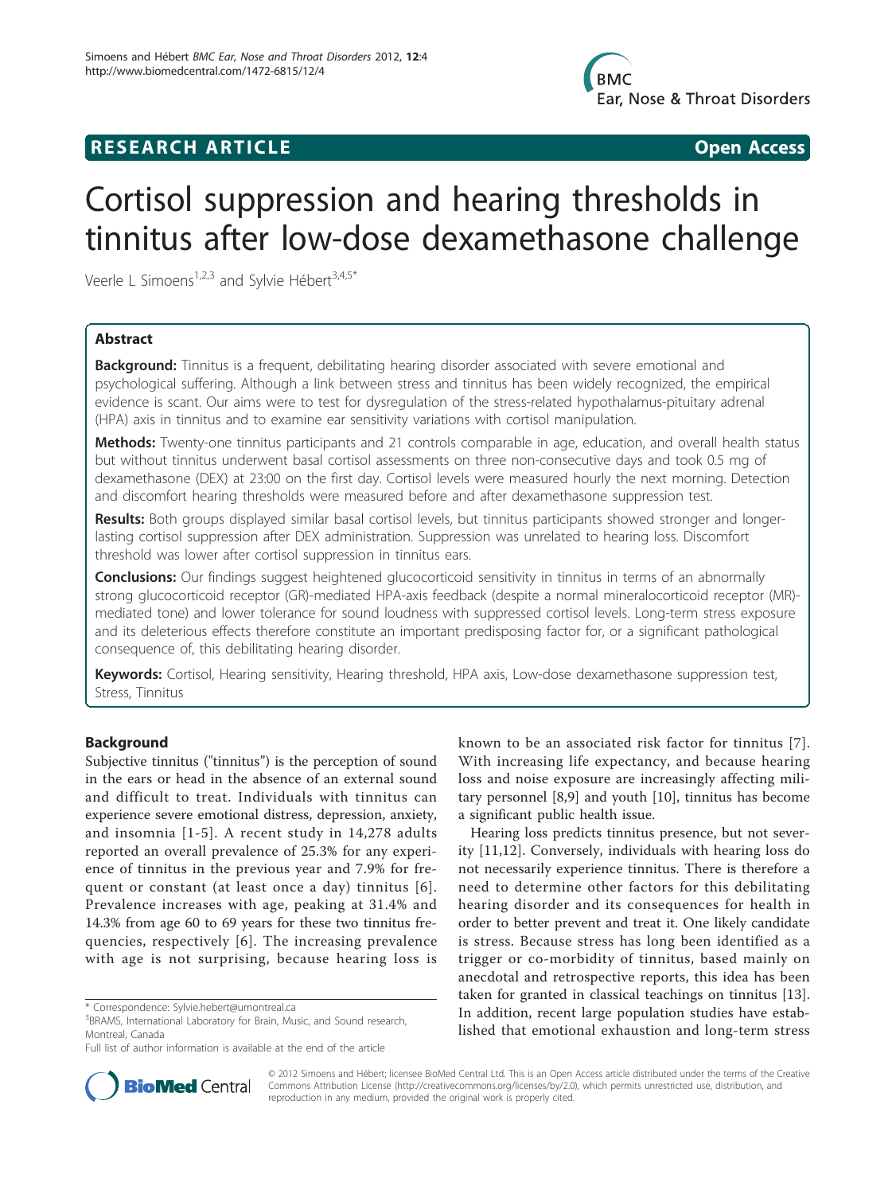RESEARCH ARTICLE Open Access

# Cortisol suppression and hearing thresholds in tinnitus after low-dose dexamethasone challenge

Veerle L Simoens[1,2,3] and Sylvie Hébert[3,4,5*]

## Abstract

**Background:** Tinnitus is a frequent, debilitating hearing disorder associated with severe emotional and psychological suffering. Although a link between stress and tinnitus has been widely recognized, the empirical evidence is scant. Our aims were to test for dysregulation of the stress-related hypothalamus-pituitary adrenal (HPA) axis in tinnitus and to examine ear sensitivity variations with cortisol manipulation.

**Methods:** Twenty-one tinnitus participants and 21 controls comparable in age, education, and overall health status but without tinnitus underwent basal cortisol assessments on three non-consecutive days and took 0.5 mg of dexamethasone (DEX) at 23:00 on the first day. Cortisol levels were measured hourly the next morning. Detection and discomfort hearing thresholds were measured before and after dexamethasone suppression test.

**Results:** Both groups displayed similar basal cortisol levels, but tinnitus participants showed stronger and longer-lasting cortisol suppression after DEX administration. Suppression was unrelated to hearing loss. Discomfort threshold was lower after cortisol suppression in tinnitus ears.

**Conclusions:** Our findings suggest heightened glucocorticoid sensitivity in tinnitus in terms of an abnormally strong glucocorticoid receptor (GR)-mediated HPA-axis feedback (despite a normal mineralocorticoid receptor (MR)-mediated tone) and lower tolerance for sound loudness with suppressed cortisol levels. Long-term stress exposure and its deleterious effects therefore constitute an important predisposing factor for, or a significant pathological consequence of, this debilitating hearing disorder.

**Keywords:** Cortisol, Hearing sensitivity, Hearing threshold, HPA axis, Low-dose dexamethasone suppression test, Stress, Tinnitus

## Background

Subjective tinnitus ("tinnitus") is the perception of sound in the ears or head in the absence of an external sound and difficult to treat. Individuals with tinnitus can experience severe emotional distress, depression, anxiety, and insomnia [1-5]. A recent study in 14,278 adults reported an overall prevalence of 25.3% for any experience of tinnitus in the previous year and 7.9% for frequent or constant (at least once a day) tinnitus [6]. Prevalence increases with age, peaking at 31.4% and 14.3% from age 60 to 69 years for these two tinnitus frequencies, respectively [6]. The increasing prevalence with age is not surprising, because hearing loss is known to be an associated risk factor for tinnitus [7]. With increasing life expectancy, and because hearing loss and noise exposure are increasingly affecting military personnel [8,9] and youth [10], tinnitus has become a significant public health issue.

Hearing loss predicts tinnitus presence, but not severity [11,12]. Conversely, individuals with hearing loss do not necessarily experience tinnitus. There is therefore a need to determine other factors for this debilitating hearing disorder and its consequences for health in order to better prevent and treat it. One likely candidate is stress. Because stress has long been identified as a trigger or co-morbidity of tinnitus, based mainly on anecdotal and retrospective reports, this idea has been taken for granted in classical teachings on tinnitus [13]. In addition, recent large population studies have established that emotional exhaustion and long-term stress

* Correspondence: Sylvie.hebert@umontreal.ca
[3]BRAMS, International Laboratory for Brain, Music, and Sound research, Montreal, Canada
Full list of author information is available at the end of the article

© 2012 Simoens and Hébert; licensee BioMed Central Ltd. This is an Open Access article distributed under the terms of the Creative Commons Attribution License (http://creativecommons.org/licenses/by/2.0), which permits unrestricted use, distribution, and reproduction in any medium, provided the original work is properly cited.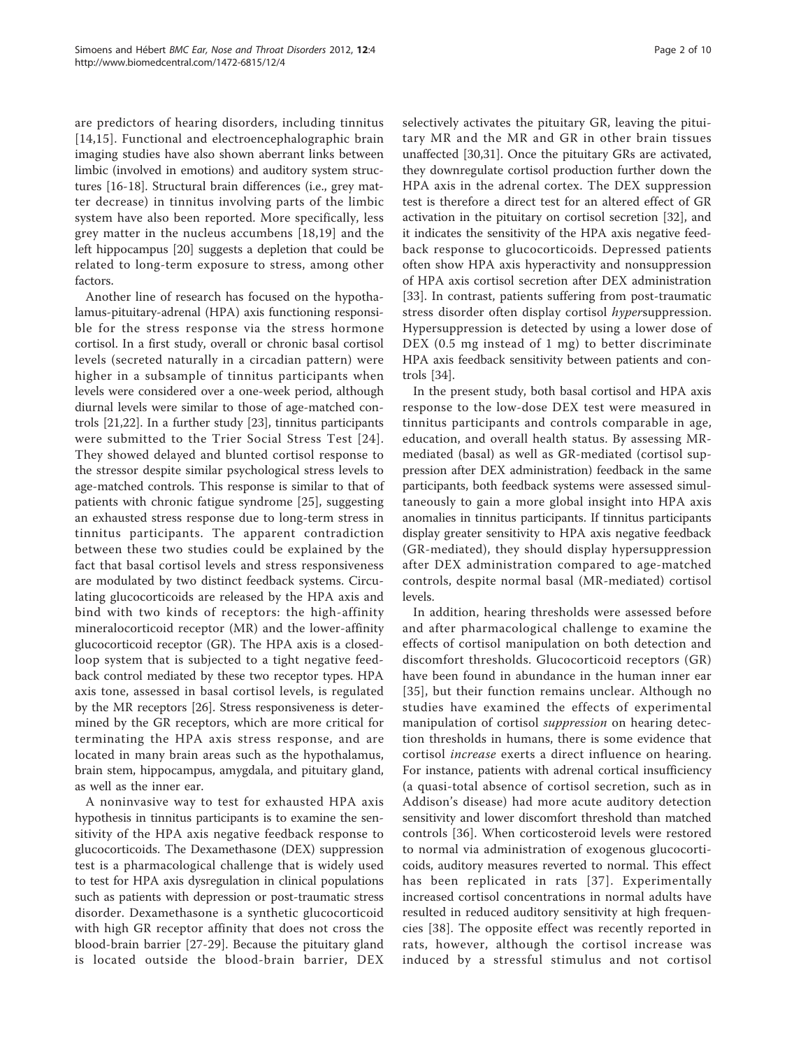are predictors of hearing disorders, including tinnitus [14,15]. Functional and electroencephalographic brain imaging studies have also shown aberrant links between limbic (involved in emotions) and auditory system structures [16-18]. Structural brain differences (i.e., grey matter decrease) in tinnitus involving parts of the limbic system have also been reported. More specifically, less grey matter in the nucleus accumbens [18,19] and the left hippocampus [20] suggests a depletion that could be related to long-term exposure to stress, among other factors.

Another line of research has focused on the hypothalamus-pituitary-adrenal (HPA) axis functioning responsible for the stress response via the stress hormone cortisol. In a first study, overall or chronic basal cortisol levels (secreted naturally in a circadian pattern) were higher in a subsample of tinnitus participants when levels were considered over a one-week period, although diurnal levels were similar to those of age-matched controls [21,22]. In a further study [23], tinnitus participants were submitted to the Trier Social Stress Test [24]. They showed delayed and blunted cortisol response to the stressor despite similar psychological stress levels to age-matched controls. This response is similar to that of patients with chronic fatigue syndrome [25], suggesting an exhausted stress response due to long-term stress in tinnitus participants. The apparent contradiction between these two studies could be explained by the fact that basal cortisol levels and stress responsiveness are modulated by two distinct feedback systems. Circulating glucocorticoids are released by the HPA axis and bind with two kinds of receptors: the high-affinity mineralocorticoid receptor (MR) and the lower-affinity glucocorticoid receptor (GR). The HPA axis is a closed-loop system that is subjected to a tight negative feedback control mediated by these two receptor types. HPA axis tone, assessed in basal cortisol levels, is regulated by the MR receptors [26]. Stress responsiveness is determined by the GR receptors, which are more critical for terminating the HPA axis stress response, and are located in many brain areas such as the hypothalamus, brain stem, hippocampus, amygdala, and pituitary gland, as well as the inner ear.

A noninvasive way to test for exhausted HPA axis hypothesis in tinnitus participants is to examine the sensitivity of the HPA axis negative feedback response to glucocorticoids. The Dexamethasone (DEX) suppression test is a pharmacological challenge that is widely used to test for HPA axis dysregulation in clinical populations such as patients with depression or post-traumatic stress disorder. Dexamethasone is a synthetic glucocorticoid with high GR receptor affinity that does not cross the blood-brain barrier [27-29]. Because the pituitary gland is located outside the blood-brain barrier, DEX selectively activates the pituitary GR, leaving the pituitary MR and the MR and GR in other brain tissues unaffected [30,31]. Once the pituitary GRs are activated, they downregulate cortisol production further down the HPA axis in the adrenal cortex. The DEX suppression test is therefore a direct test for an altered effect of GR activation in the pituitary on cortisol secretion [32], and it indicates the sensitivity of the HPA axis negative feedback response to glucocorticoids. Depressed patients often show HPA axis hyperactivity and nonsuppression of HPA axis cortisol secretion after DEX administration [33]. In contrast, patients suffering from post-traumatic stress disorder often display cortisol *hyper*suppression. Hypersuppression is detected by using a lower dose of DEX (0.5 mg instead of 1 mg) to better discriminate HPA axis feedback sensitivity between patients and controls [34].

In the present study, both basal cortisol and HPA axis response to the low-dose DEX test were measured in tinnitus participants and controls comparable in age, education, and overall health status. By assessing MR-mediated (basal) as well as GR-mediated (cortisol suppression after DEX administration) feedback in the same participants, both feedback systems were assessed simultaneously to gain a more global insight into HPA axis anomalies in tinnitus participants. If tinnitus participants display greater sensitivity to HPA axis negative feedback (GR-mediated), they should display hypersuppression after DEX administration compared to age-matched controls, despite normal basal (MR-mediated) cortisol levels.

In addition, hearing thresholds were assessed before and after pharmacological challenge to examine the effects of cortisol manipulation on both detection and discomfort thresholds. Glucocorticoid receptors (GR) have been found in abundance in the human inner ear [35], but their function remains unclear. Although no studies have examined the effects of experimental manipulation of cortisol *suppression* on hearing detection thresholds in humans, there is some evidence that cortisol *increase* exerts a direct influence on hearing. For instance, patients with adrenal cortical insufficiency (a quasi-total absence of cortisol secretion, such as in Addison's disease) had more acute auditory detection sensitivity and lower discomfort threshold than matched controls [36]. When corticosteroid levels were restored to normal via administration of exogenous glucocorticoids, auditory measures reverted to normal. This effect has been replicated in rats [37]. Experimentally increased cortisol concentrations in normal adults have resulted in reduced auditory sensitivity at high frequencies [38]. The opposite effect was recently reported in rats, however, although the cortisol increase was induced by a stressful stimulus and not cortisol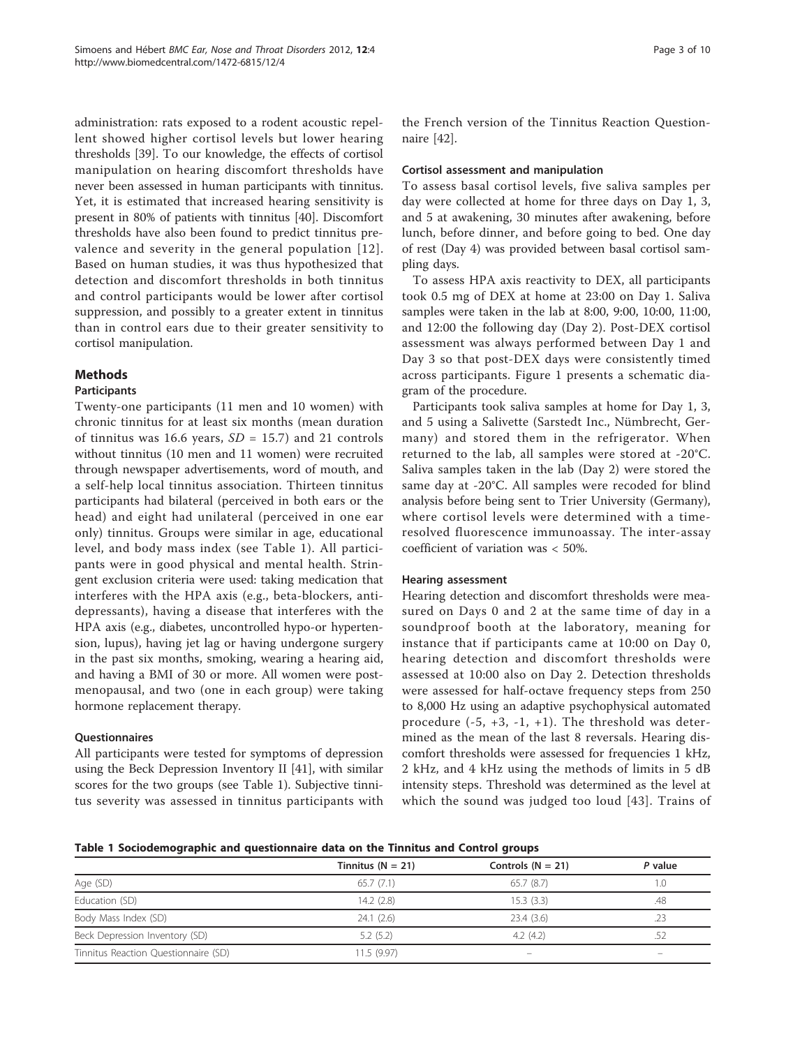administration: rats exposed to a rodent acoustic repellent showed higher cortisol levels but lower hearing thresholds [39]. To our knowledge, the effects of cortisol manipulation on hearing discomfort thresholds have never been assessed in human participants with tinnitus. Yet, it is estimated that increased hearing sensitivity is present in 80% of patients with tinnitus [40]. Discomfort thresholds have also been found to predict tinnitus prevalence and severity in the general population [12]. Based on human studies, it was thus hypothesized that detection and discomfort thresholds in both tinnitus and control participants would be lower after cortisol suppression, and possibly to a greater extent in tinnitus than in control ears due to their greater sensitivity to cortisol manipulation.

## Methods

### Participants

Twenty-one participants (11 men and 10 women) with chronic tinnitus for at least six months (mean duration of tinnitus was 16.6 years, $SD$ = 15.7) and 21 controls without tinnitus (10 men and 11 women) were recruited through newspaper advertisements, word of mouth, and a self-help local tinnitus association. Thirteen tinnitus participants had bilateral (perceived in both ears or the head) and eight had unilateral (perceived in one ear only) tinnitus. Groups were similar in age, educational level, and body mass index (see Table 1). All participants were in good physical and mental health. Stringent exclusion criteria were used: taking medication that interferes with the HPA axis (e.g., beta-blockers, antidepressants), having a disease that interferes with the HPA axis (e.g., diabetes, uncontrolled hypo-or hypertension, lupus), having jet lag or having undergone surgery in the past six months, smoking, wearing a hearing aid, and having a BMI of 30 or more. All women were postmenopausal, and two (one in each group) were taking hormone replacement therapy.

### Questionnaires

All participants were tested for symptoms of depression using the Beck Depression Inventory II [41], with similar scores for the two groups (see Table 1). Subjective tinnitus severity was assessed in tinnitus participants with the French version of the Tinnitus Reaction Questionnaire [42].

### Cortisol assessment and manipulation

To assess basal cortisol levels, five saliva samples per day were collected at home for three days on Day 1, 3, and 5 at awakening, 30 minutes after awakening, before lunch, before dinner, and before going to bed. One day of rest (Day 4) was provided between basal cortisol sampling days.

To assess HPA axis reactivity to DEX, all participants took 0.5 mg of DEX at home at 23:00 on Day 1. Saliva samples were taken in the lab at 8:00, 9:00, 10:00, 11:00, and 12:00 the following day (Day 2). Post-DEX cortisol assessment was always performed between Day 1 and Day 3 so that post-DEX days were consistently timed across participants. Figure 1 presents a schematic diagram of the procedure.

Participants took saliva samples at home for Day 1, 3, and 5 using a Salivette (Sarstedt Inc., Nümbrecht, Germany) and stored them in the refrigerator. When returned to the lab, all samples were stored at -20°C. Saliva samples taken in the lab (Day 2) were stored the same day at -20°C. All samples were recoded for blind analysis before being sent to Trier University (Germany), where cortisol levels were determined with a time-resolved fluorescence immunoassay. The inter-assay coefficient of variation was < 50%.

### Hearing assessment

Hearing detection and discomfort thresholds were measured on Days 0 and 2 at the same time of day in a soundproof booth at the laboratory, meaning for instance that if participants came at 10:00 on Day 0, hearing detection and discomfort thresholds were assessed at 10:00 also on Day 2. Detection thresholds were assessed for half-octave frequency steps from 250 to 8,000 Hz using an adaptive psychophysical automated procedure (-5, +3, -1, +1). The threshold was determined as the mean of the last 8 reversals. Hearing discomfort thresholds were assessed for frequencies 1 kHz, 2 kHz, and 4 kHz using the methods of limits in 5 dB intensity steps. Threshold was determined as the level at which the sound was judged too loud [43]. Trains of

**Table 1 Sociodemographic and questionnaire data on the Tinnitus and Control groups**

| | Tinnitus (N = 21) | Controls (N = 21) | *P* value |
|---|---|---|---|
| Age (SD) | 65.7 (7.1) | 65.7 (8.7) | 1.0 |
| Education (SD) | 14.2 (2.8) | 15.3 (3.3) | .48 |
| Body Mass Index (SD) | 24.1 (2.6) | 23.4 (3.6) | .23 |
| Beck Depression Inventory (SD) | 5.2 (5.2) | 4.2 (4.2) | .52 |
| Tinnitus Reaction Questionnaire (SD) | 11.5 (9.97) | – | – |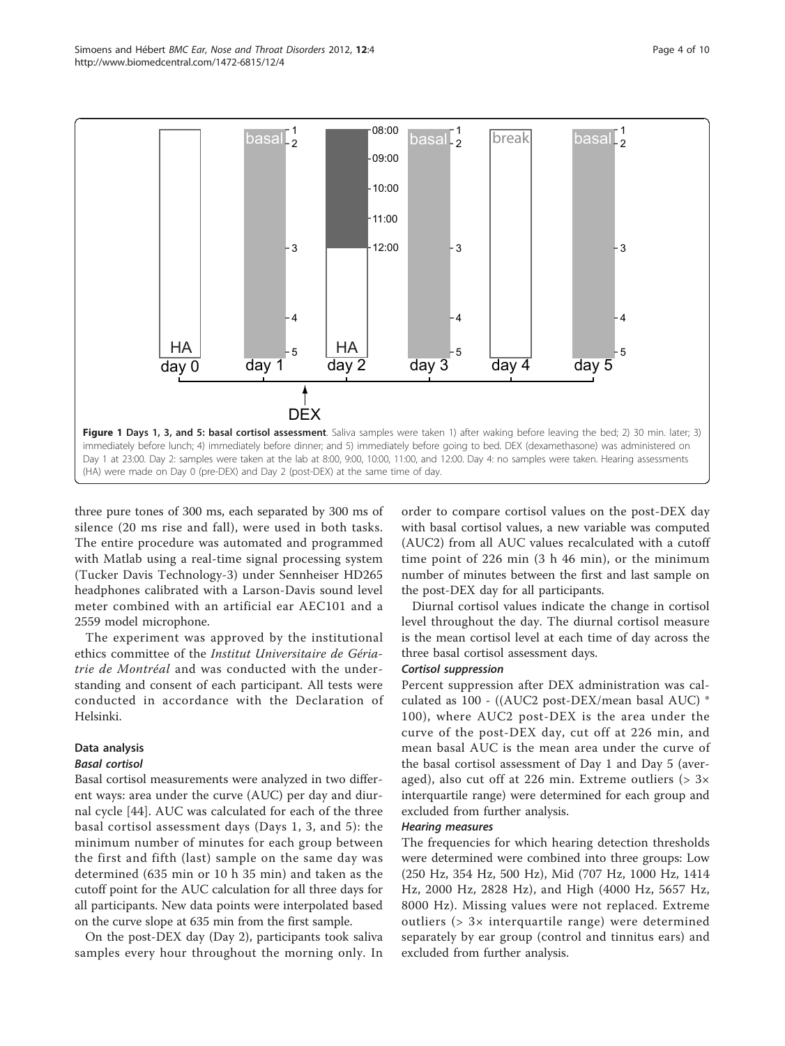**Figure 1 Days 1, 3, and 5: basal cortisol assessment**. Saliva samples were taken 1) after waking before leaving the bed; 2) 30 min. later; 3) immediately before lunch; 4) immediately before dinner; and 5) immediately before going to bed. DEX (dexamethasone) was administered on Day 1 at 23:00. Day 2: samples were taken at the lab at 8:00, 9:00, 10:00, 11:00, and 12:00. Day 4: no samples were taken. Hearing assessments (HA) were made on Day 0 (pre-DEX) and Day 2 (post-DEX) at the same time of day.

three pure tones of 300 ms, each separated by 300 ms of silence (20 ms rise and fall), were used in both tasks. The entire procedure was automated and programmed with Matlab using a real-time signal processing system (Tucker Davis Technology-3) under Sennheiser HD265 headphones calibrated with a Larson-Davis sound level meter combined with an artificial ear AEC101 and a 2559 model microphone.

The experiment was approved by the institutional ethics committee of the *Institut Universitaire de Gériatrie de Montréal* and was conducted with the understanding and consent of each participant. All tests were conducted in accordance with the Declaration of Helsinki.

## Data analysis

### *Basal cortisol*

Basal cortisol measurements were analyzed in two different ways: area under the curve (AUC) per day and diurnal cycle [44]. AUC was calculated for each of the three basal cortisol assessment days (Days 1, 3, and 5): the minimum number of minutes for each group between the first and fifth (last) sample on the same day was determined (635 min or 10 h 35 min) and taken as the cutoff point for the AUC calculation for all three days for all participants. New data points were interpolated based on the curve slope at 635 min from the first sample.

On the post-DEX day (Day 2), participants took saliva samples every hour throughout the morning only. In order to compare cortisol values on the post-DEX day with basal cortisol values, a new variable was computed (AUC2) from all AUC values recalculated with a cutoff time point of 226 min (3 h 46 min), or the minimum number of minutes between the first and last sample on the post-DEX day for all participants.

Diurnal cortisol values indicate the change in cortisol level throughout the day. The diurnal cortisol measure is the mean cortisol level at each time of day across the three basal cortisol assessment days.

### *Cortisol suppression*

Percent suppression after DEX administration was calculated as 100 - ((AUC2 post-DEX/mean basal AUC) * 100), where AUC2 post-DEX is the area under the curve of the post-DEX day, cut off at 226 min, and mean basal AUC is the mean area under the curve of the basal cortisol assessment of Day 1 and Day 5 (averaged), also cut off at 226 min. Extreme outliers (> 3× interquartile range) were determined for each group and excluded from further analysis.

### *Hearing measures*

The frequencies for which hearing detection thresholds were determined were combined into three groups: Low (250 Hz, 354 Hz, 500 Hz), Mid (707 Hz, 1000 Hz, 1414 Hz, 2000 Hz, 2828 Hz), and High (4000 Hz, 5657 Hz, 8000 Hz). Missing values were not replaced. Extreme outliers (> 3× interquartile range) were determined separately by ear group (control and tinnitus ears) and excluded from further analysis.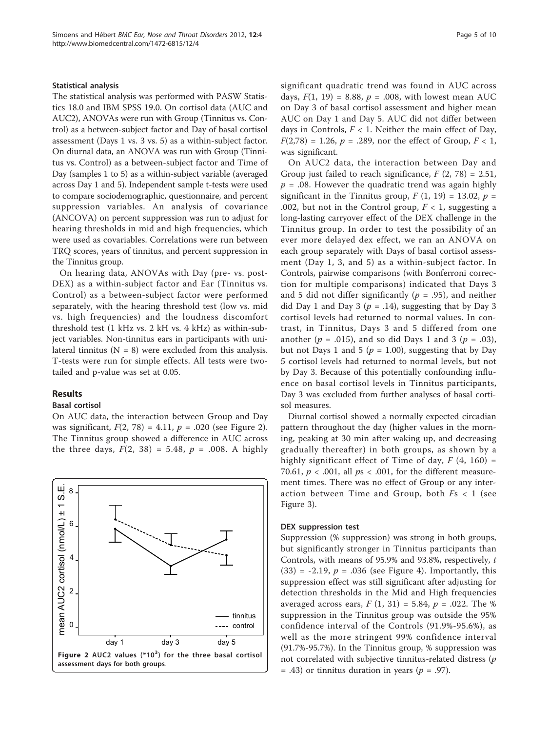### Statistical analysis

The statistical analysis was performed with PASW Statistics 18.0 and IBM SPSS 19.0. On cortisol data (AUC and AUC2), ANOVAs were run with Group (Tinnitus vs. Control) as a between-subject factor and Day of basal cortisol assessment (Days 1 vs. 3 vs. 5) as a within-subject factor. On diurnal data, an ANOVA was run with Group (Tinnitus vs. Control) as a between-subject factor and Time of Day (samples 1 to 5) as a within-subject variable (averaged across Day 1 and 5). Independent sample t-tests were used to compare sociodemographic, questionnaire, and percent suppression variables. An analysis of covariance (ANCOVA) on percent suppression was run to adjust for hearing thresholds in mid and high frequencies, which were used as covariables. Correlations were run between TRQ scores, years of tinnitus, and percent suppression in the Tinnitus group.

On hearing data, ANOVAs with Day (pre- vs. post-DEX) as a within-subject factor and Ear (Tinnitus vs. Control) as a between-subject factor were performed separately, with the hearing threshold test (low vs. mid vs. high frequencies) and the loudness discomfort threshold test (1 kHz vs. 2 kH vs. 4 kHz) as within-subject variables. Non-tinnitus ears in participants with unilateral tinnitus ($N = 8$) were excluded from this analysis. T-tests were run for simple effects. All tests were two-tailed and p-value was set at 0.05.

## Results

### Basal cortisol

On AUC data, the interaction between Group and Day was significant, $F(2, 78) = 4.11$, $p = .020$ (see Figure 2). The Tinnitus group showed a difference in AUC across the three days, $F(2, 38) = 5.48$, $p = .008$. A highly significant quadratic trend was found in AUC across days, $F(1, 19) = 8.88$, $p = .008$, with lowest mean AUC on Day 3 of basal cortisol assessment and higher mean AUC on Day 1 and Day 5. AUC did not differ between days in Controls, $F < 1$. Neither the main effect of Day, $F(2,78) = 1.26$, $p = .289$, nor the effect of Group, $F < 1$, was significant.

**Figure 2 AUC2 values (*10$^3$) for the three basal cortisol assessment days for both groups**.

On AUC2 data, the interaction between Day and Group just failed to reach significance, $F(2, 78) = 2.51$, $p = .08$. However the quadratic trend was again highly significant in the Tinnitus group, $F(1, 19) = 13.02$, $p = .002$, but not in the Control group, $F < 1$, suggesting a long-lasting carryover effect of the DEX challenge in the Tinnitus group. In order to test the possibility of an ever more delayed dex effect, we ran an ANOVA on each group separately with Days of basal cortisol assessment (Day 1, 3, and 5) as a within-subject factor. In Controls, pairwise comparisons (with Bonferroni correction for multiple comparisons) indicated that Days 3 and 5 did not differ significantly ($p = .95$), and neither did Day 1 and Day 3 ($p = .14$), suggesting that by Day 3 cortisol levels had returned to normal values. In contrast, in Tinnitus, Days 3 and 5 differed from one another ($p = .015$), and so did Days 1 and 3 ($p = .03$), but not Days 1 and 5 ($p = 1.00$), suggesting that by Day 5 cortisol levels had returned to normal levels, but not by Day 3. Because of this potentially confounding influence on basal cortisol levels in Tinnitus participants, Day 3 was excluded from further analyses of basal cortisol measures.

Diurnal cortisol showed a normally expected circadian pattern throughout the day (higher values in the morning, peaking at 30 min after waking up, and decreasing gradually thereafter) in both groups, as shown by a highly significant effect of Time of day, $F(4, 160) = 70.61$, $p < .001$, all $p$s $< .001$, for the different measurement times. There was no effect of Group or any interaction between Time and Group, both $F$s $< 1$ (see Figure 3).

### DEX suppression test

Suppression (% suppression) was strong in both groups, but significantly stronger in Tinnitus participants than Controls, with means of 95.9% and 93.8%, respectively, $t(33) = -2.19$, $p = .036$ (see Figure 4). Importantly, this suppression effect was still significant after adjusting for detection thresholds in the Mid and High frequencies averaged across ears, $F(1, 31) = 5.84$, $p = .022$. The % suppression in the Tinnitus group was outside the 95% confidence interval of the Controls (91.9%-95.6%), as well as the more stringent 99% confidence interval (91.7%-95.7%). In the Tinnitus group, % suppression was not correlated with subjective tinnitus-related distress ($p = .43$) or tinnitus duration in years ($p = .97$).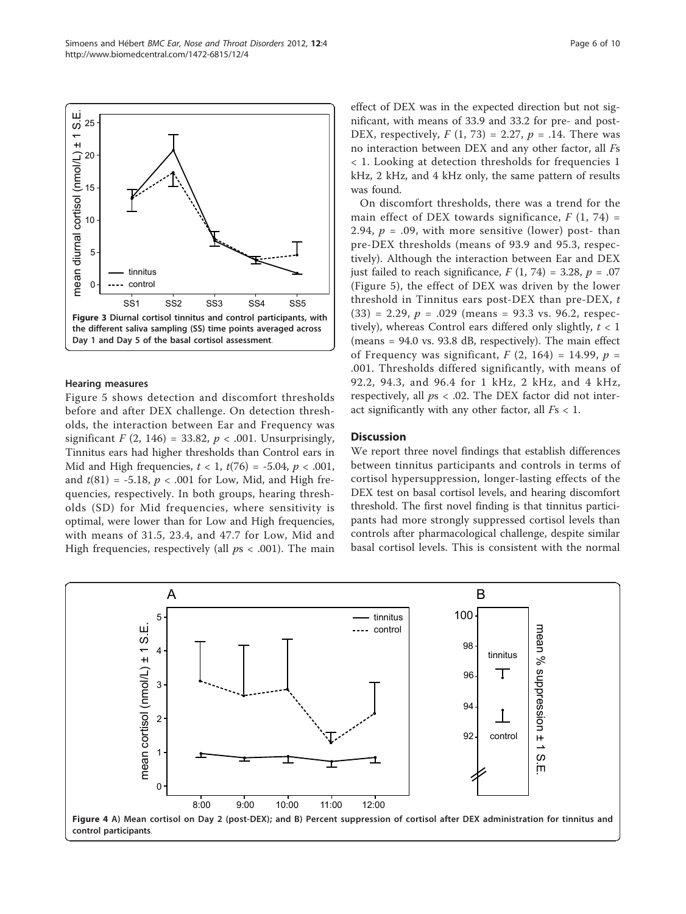Figure 3 Diurnal cortisol tinnitus and control participants, with the different saliva sampling (SS) time points averaged across Day 1 and Day 5 of the basal cortisol assessment.

### Hearing measures

Figure 5 shows detection and discomfort thresholds before and after DEX challenge. On detection thresholds, the interaction between Ear and Frequency was significant $F(2, 146) = 33.82$, $p < .001$. Unsurprisingly, Tinnitus ears had higher thresholds than Control ears in Mid and High frequencies, $t < 1$, $t(76) = -5.04$, $p < .001$, and $t(81) = -5.18$, $p < .001$ for Low, Mid, and High frequencies, respectively. In both groups, hearing thresholds (SD) for Mid frequencies, where sensitivity is optimal, were lower than for Low and High frequencies, with means of 31.5, 23.4, and 47.7 for Low, Mid and High frequencies, respectively (all $p$s < .001). The main effect of DEX was in the expected direction but not significant, with means of 33.9 and 33.2 for pre- and post-DEX, respectively, $F(1, 73) = 2.27$, $p = .14$. There was no interaction between DEX and any other factor, all $F$s < 1. Looking at detection thresholds for frequencies 1 kHz, 2 kHz, and 4 kHz only, the same pattern of results was found.

On discomfort thresholds, there was a trend for the main effect of DEX towards significance, $F(1, 74) = 2.94$, $p = .09$, with more sensitive (lower) post- than pre-DEX thresholds (means of 93.9 and 95.3, respectively). Although the interaction between Ear and DEX just failed to reach significance, $F(1, 74) = 3.28$, $p = .07$ (Figure 5), the effect of DEX was driven by the lower threshold in Tinnitus ears post-DEX than pre-DEX, $t(33) = 2.29$, $p = .029$ (means = 93.3 vs. 96.2, respectively), whereas Control ears differed only slightly, $t < 1$ (means = 94.0 vs. 93.8 dB, respectively). The main effect of Frequency was significant, $F(2, 164) = 14.99$, $p = .001$. Thresholds differed significantly, with means of 92.2, 94.3, and 96.4 for 1 kHz, 2 kHz, and 4 kHz, respectively, all $p$s < .02. The DEX factor did not interact significantly with any other factor, all $F$s < 1.

## Discussion

We report three novel findings that establish differences between tinnitus participants and controls in terms of cortisol hypersuppression, longer-lasting effects of the DEX test on basal cortisol levels, and hearing discomfort threshold. The first novel finding is that tinnitus participants had more strongly suppressed cortisol levels than controls after pharmacological challenge, despite similar basal cortisol levels. This is consistent with the normal

Figure 4 A) Mean cortisol on Day 2 (post-DEX); and B) Percent suppression of cortisol after DEX administration for tinnitus and control participants.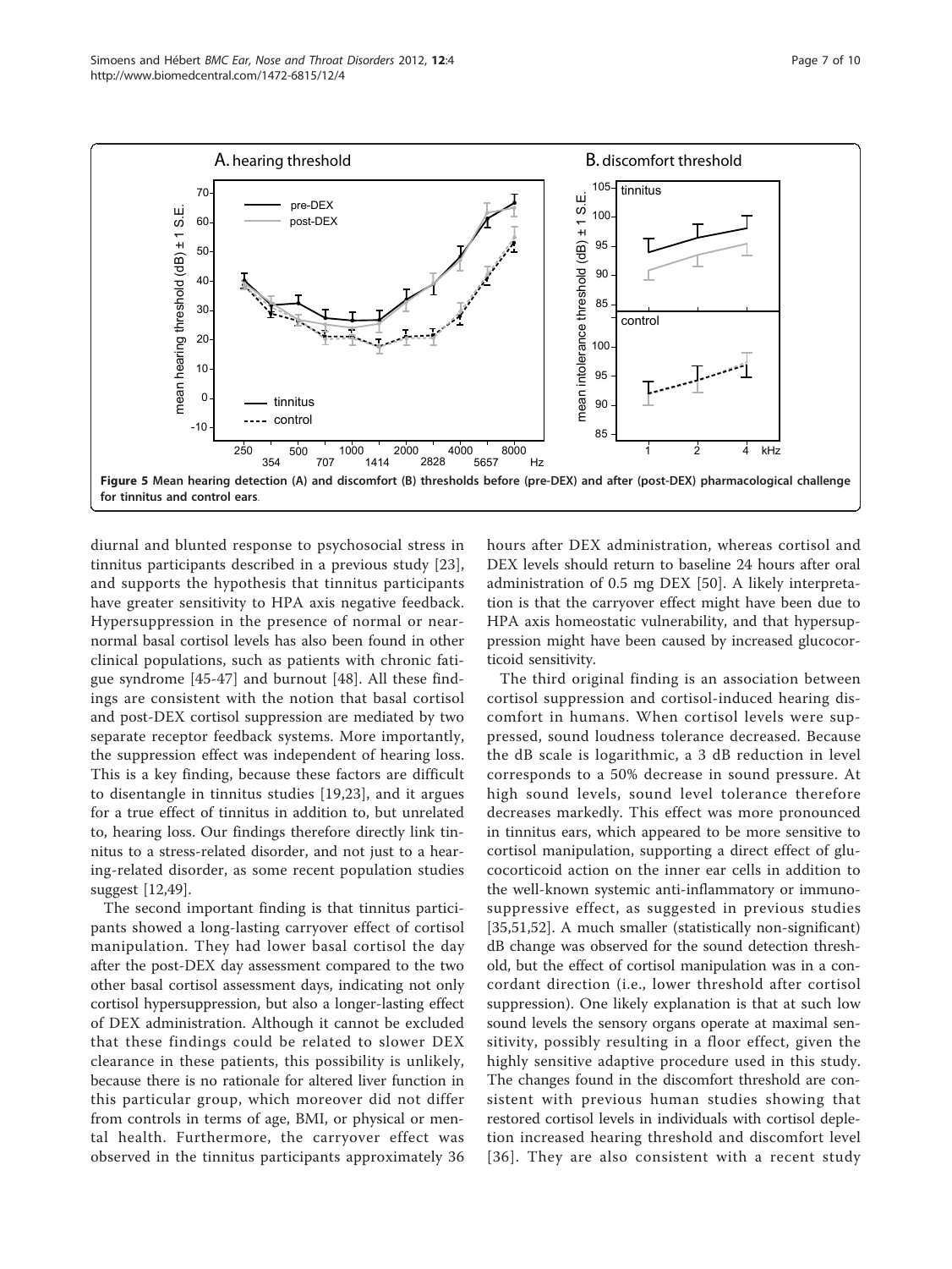**Figure 5 Mean hearing detection (A) and discomfort (B) thresholds before (pre-DEX) and after (post-DEX) pharmacological challenge for tinnitus and control ears**.

diurnal and blunted response to psychosocial stress in tinnitus participants described in a previous study [23], and supports the hypothesis that tinnitus participants have greater sensitivity to HPA axis negative feedback. Hypersuppression in the presence of normal or near-normal basal cortisol levels has also been found in other clinical populations, such as patients with chronic fatigue syndrome [45-47] and burnout [48]. All these findings are consistent with the notion that basal cortisol and post-DEX cortisol suppression are mediated by two separate receptor feedback systems. More importantly, the suppression effect was independent of hearing loss. This is a key finding, because these factors are difficult to disentangle in tinnitus studies [19,23], and it argues for a true effect of tinnitus in addition to, but unrelated to, hearing loss. Our findings therefore directly link tinnitus to a stress-related disorder, and not just to a hearing-related disorder, as some recent population studies suggest [12,49].

The second important finding is that tinnitus participants showed a long-lasting carryover effect of cortisol manipulation. They had lower basal cortisol the day after the post-DEX day assessment compared to the two other basal cortisol assessment days, indicating not only cortisol hypersuppression, but also a longer-lasting effect of DEX administration. Although it cannot be excluded that these findings could be related to slower DEX clearance in these patients, this possibility is unlikely, because there is no rationale for altered liver function in this particular group, which moreover did not differ from controls in terms of age, BMI, or physical or mental health. Furthermore, the carryover effect was observed in the tinnitus participants approximately 36 hours after DEX administration, whereas cortisol and DEX levels should return to baseline 24 hours after oral administration of 0.5 mg DEX [50]. A likely interpretation is that the carryover effect might have been due to HPA axis homeostatic vulnerability, and that hypersuppression might have been caused by increased glucocorticoid sensitivity.

The third original finding is an association between cortisol suppression and cortisol-induced hearing discomfort in humans. When cortisol levels were suppressed, sound loudness tolerance decreased. Because the dB scale is logarithmic, a 3 dB reduction in level corresponds to a 50% decrease in sound pressure. At high sound levels, sound level tolerance therefore decreases markedly. This effect was more pronounced in tinnitus ears, which appeared to be more sensitive to cortisol manipulation, supporting a direct effect of glucocorticoid action on the inner ear cells in addition to the well-known systemic anti-inflammatory or immunosuppressive effect, as suggested in previous studies [35,51,52]. A much smaller (statistically non-significant) dB change was observed for the sound detection threshold, but the effect of cortisol manipulation was in a concordant direction (i.e., lower threshold after cortisol suppression). One likely explanation is that at such low sound levels the sensory organs operate at maximal sensitivity, possibly resulting in a floor effect, given the highly sensitive adaptive procedure used in this study. The changes found in the discomfort threshold are consistent with previous human studies showing that restored cortisol levels in individuals with cortisol depletion increased hearing threshold and discomfort level [36]. They are also consistent with a recent study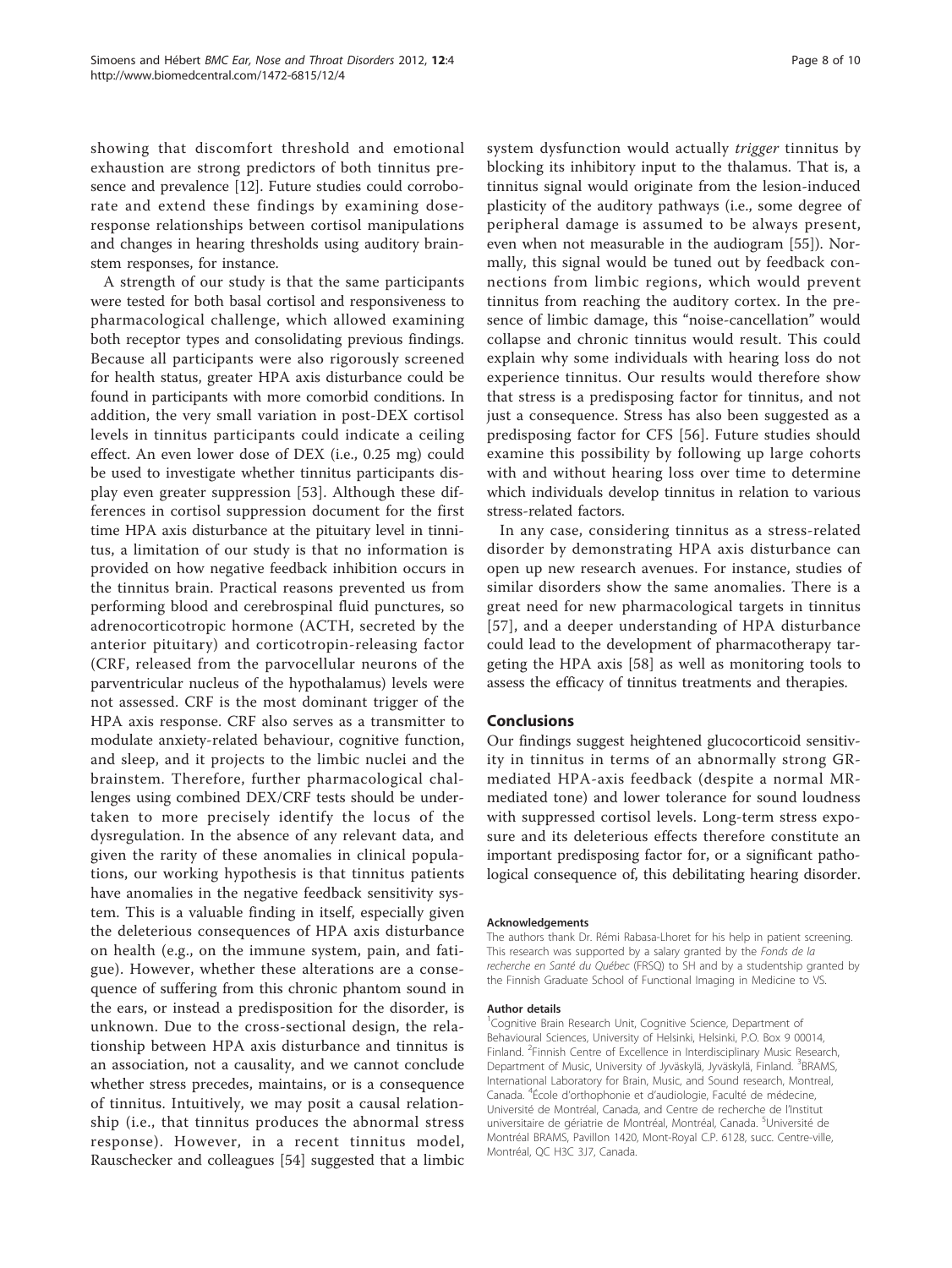showing that discomfort threshold and emotional exhaustion are strong predictors of both tinnitus presence and prevalence [12]. Future studies could corroborate and extend these findings by examining dose-response relationships between cortisol manipulations and changes in hearing thresholds using auditory brainstem responses, for instance.

A strength of our study is that the same participants were tested for both basal cortisol and responsiveness to pharmacological challenge, which allowed examining both receptor types and consolidating previous findings. Because all participants were also rigorously screened for health status, greater HPA axis disturbance could be found in participants with more comorbid conditions. In addition, the very small variation in post-DEX cortisol levels in tinnitus participants could indicate a ceiling effect. An even lower dose of DEX (i.e., 0.25 mg) could be used to investigate whether tinnitus participants display even greater suppression [53]. Although these differences in cortisol suppression document for the first time HPA axis disturbance at the pituitary level in tinnitus, a limitation of our study is that no information is provided on how negative feedback inhibition occurs in the tinnitus brain. Practical reasons prevented us from performing blood and cerebrospinal fluid punctures, so adrenocorticotropic hormone (ACTH, secreted by the anterior pituitary) and corticotropin-releasing factor (CRF, released from the parvocellular neurons of the parventricular nucleus of the hypothalamus) levels were not assessed. CRF is the most dominant trigger of the HPA axis response. CRF also serves as a transmitter to modulate anxiety-related behaviour, cognitive function, and sleep, and it projects to the limbic nuclei and the brainstem. Therefore, further pharmacological challenges using combined DEX/CRF tests should be undertaken to more precisely identify the locus of the dysregulation. In the absence of any relevant data, and given the rarity of these anomalies in clinical populations, our working hypothesis is that tinnitus patients have anomalies in the negative feedback sensitivity system. This is a valuable finding in itself, especially given the deleterious consequences of HPA axis disturbance on health (e.g., on the immune system, pain, and fatigue). However, whether these alterations are a consequence of suffering from this chronic phantom sound in the ears, or instead a predisposition for the disorder, is unknown. Due to the cross-sectional design, the relationship between HPA axis disturbance and tinnitus is an association, not a causality, and we cannot conclude whether stress precedes, maintains, or is a consequence of tinnitus. Intuitively, we may posit a causal relationship (i.e., that tinnitus produces the abnormal stress response). However, in a recent tinnitus model, Rauschecker and colleagues [54] suggested that a limbic system dysfunction would actually *trigger* tinnitus by blocking its inhibitory input to the thalamus. That is, a tinnitus signal would originate from the lesion-induced plasticity of the auditory pathways (i.e., some degree of peripheral damage is assumed to be always present, even when not measurable in the audiogram [55]). Normally, this signal would be tuned out by feedback connections from limbic regions, which would prevent tinnitus from reaching the auditory cortex. In the presence of limbic damage, this "noise-cancellation" would collapse and chronic tinnitus would result. This could explain why some individuals with hearing loss do not experience tinnitus. Our results would therefore show that stress is a predisposing factor for tinnitus, and not just a consequence. Stress has also been suggested as a predisposing factor for CFS [56]. Future studies should examine this possibility by following up large cohorts with and without hearing loss over time to determine which individuals develop tinnitus in relation to various stress-related factors.

In any case, considering tinnitus as a stress-related disorder by demonstrating HPA axis disturbance can open up new research avenues. For instance, studies of similar disorders show the same anomalies. There is a great need for new pharmacological targets in tinnitus [57], and a deeper understanding of HPA disturbance could lead to the development of pharmacotherapy targeting the HPA axis [58] as well as monitoring tools to assess the efficacy of tinnitus treatments and therapies.

## Conclusions

Our findings suggest heightened glucocorticoid sensitivity in tinnitus in terms of an abnormally strong GR-mediated HPA-axis feedback (despite a normal MR-mediated tone) and lower tolerance for sound loudness with suppressed cortisol levels. Long-term stress exposure and its deleterious effects therefore constitute an important predisposing factor for, or a significant pathological consequence of, this debilitating hearing disorder.

#### Acknowledgements

The authors thank Dr. Rémi Rabasa-Lhoret for his help in patient screening. This research was supported by a salary granted by the *Fonds de la recherche en Santé du Québec* (FRSQ) to SH and by a studentship granted by the Finnish Graduate School of Functional Imaging in Medicine to VS.

#### Author details

[1]Cognitive Brain Research Unit, Cognitive Science, Department of Behavioural Sciences, University of Helsinki, Helsinki, P.O. Box 9 00014, Finland. [2]Finnish Centre of Excellence in Interdisciplinary Music Research, Department of Music, University of Jyväskylä, Jyväskylä, Finland. [3]BRAMS, International Laboratory for Brain, Music, and Sound research, Montreal, Canada. [4]École d'orthophonie et d'audiologie, Faculté de médecine, Université de Montréal, Canada, and Centre de recherche de l'Institut universitaire de gériatrie de Montréal, Montréal, Canada. [5]Université de Montréal BRAMS, Pavillon 1420, Mont-Royal C.P. 6128, succ. Centre-ville, Montréal, QC H3C 3J7, Canada.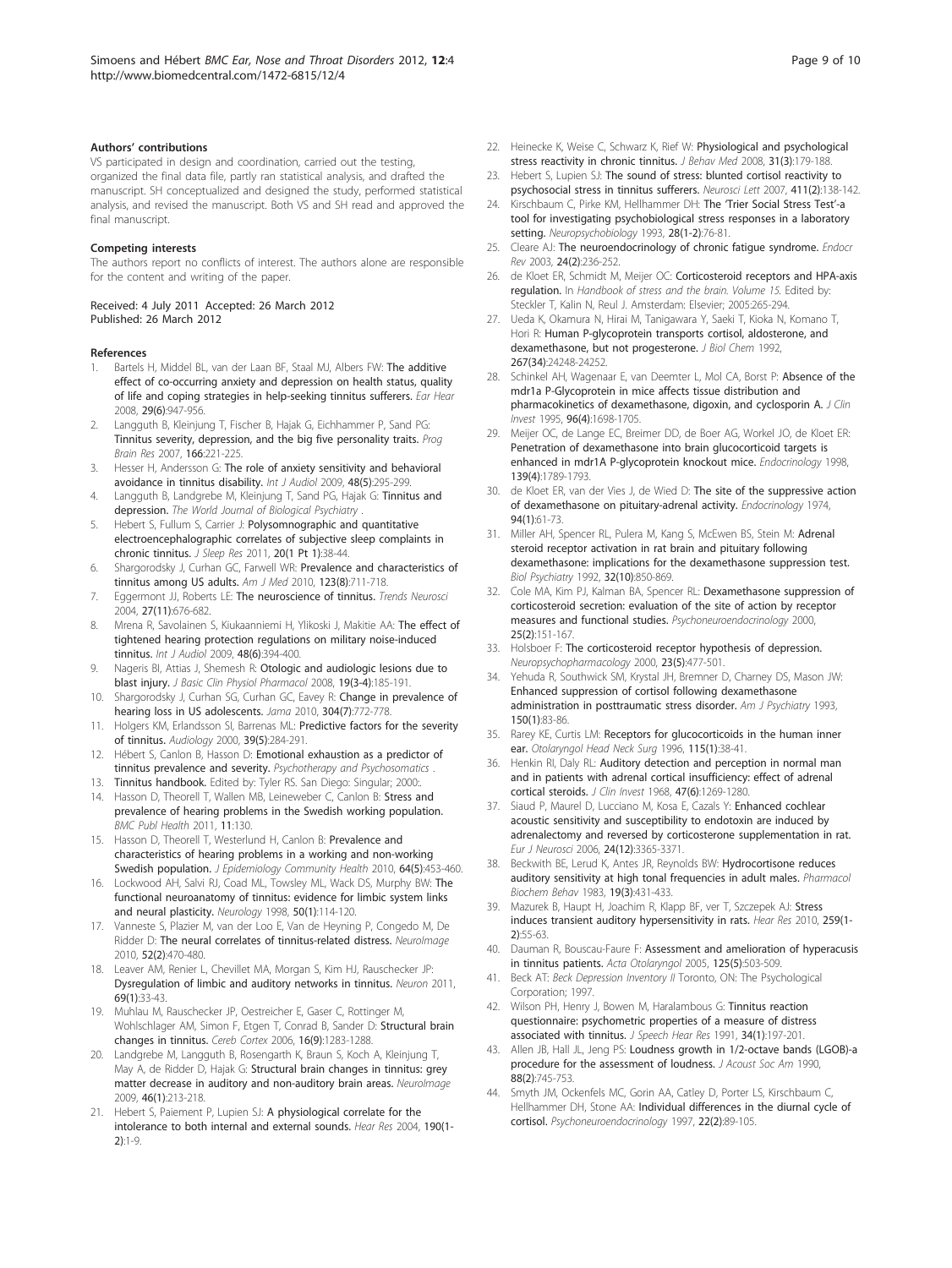#### Authors' contributions

VS participated in design and coordination, carried out the testing, organized the final data file, partly ran statistical analysis, and drafted the manuscript. SH conceptualized and designed the study, performed statistical analysis, and revised the manuscript. Both VS and SH read and approved the final manuscript.

#### Competing interests

The authors report no conflicts of interest. The authors alone are responsible for the content and writing of the paper.

Received: 4 July 2011 Accepted: 26 March 2012
Published: 26 March 2012

#### References

1. Bartels H, Middel BL, van der Laan BF, Staal MJ, Albers FW: **The additive effect of co-occurring anxiety and depression on health status, quality of life and coping strategies in help-seeking tinnitus sufferers.** *Ear Hear* 2008, **29(6)**:947-956.
2. Langguth B, Kleinjung T, Fischer B, Hajak G, Eichhammer P, Sand PG: **Tinnitus severity, depression, and the big five personality traits.** *Prog Brain Res* 2007, **166**:221-225.
3. Hesser H, Andersson G: **The role of anxiety sensitivity and behavioral avoidance in tinnitus disability.** *Int J Audiol* 2009, **48(5)**:295-299.
4. Langguth B, Landgrebe M, Kleinjung T, Sand PG, Hajak G: **Tinnitus and depression.** *The World Journal of Biological Psychiatry* .
5. Hebert S, Fullum S, Carrier J: **Polysomnographic and quantitative electroencephalographic correlates of subjective sleep complaints in chronic tinnitus.** *J Sleep Res* 2011, **20(1 Pt 1)**:38-44.
6. Shargorodsky J, Curhan GC, Farwell WR: **Prevalence and characteristics of tinnitus among US adults.** *Am J Med* 2010, **123(8)**:711-718.
7. Eggermont JJ, Roberts LE: **The neuroscience of tinnitus.** *Trends Neurosci* 2004, **27(11)**:676-682.
8. Mrena R, Savolainen S, Kiukaanniemi H, Ylikoski J, Makitie AA: **The effect of tightened hearing protection regulations on military noise-induced tinnitus.** *Int J Audiol* 2009, **48(6)**:394-400.
9. Nageris BI, Attias J, Shemesh R: **Otologic and audiologic lesions due to blast injury.** *J Basic Clin Physiol Pharmacol* 2008, **19(3-4)**:185-191.
10. Shargorodsky J, Curhan SG, Curhan GC, Eavey R: **Change in prevalence of hearing loss in US adolescents.** *Jama* 2010, **304(7)**:772-778.
11. Holgers KM, Erlandsson SI, Barrenas ML: **Predictive factors for the severity of tinnitus.** *Audiology* 2000, **39(5)**:284-291.
12. Hébert S, Canlon B, Hasson D: **Emotional exhaustion as a predictor of tinnitus prevalence and severity.** *Psychotherapy and Psychosomatics* .
13. **Tinnitus handbook.** Edited by: Tyler RS. San Diego: Singular; 2000:.
14. Hasson D, Theorell T, Wallen MB, Leineweber C, Canlon B: **Stress and prevalence of hearing problems in the Swedish working population.** *BMC Publ Health* 2011, **11**:130.
15. Hasson D, Theorell T, Westerlund H, Canlon B: **Prevalence and characteristics of hearing problems in a working and non-working Swedish population.** *J Epidemiology Community Health* 2010, **64(5)**:453-460.
16. Lockwood AH, Salvi RJ, Coad ML, Towsley ML, Wack DS, Murphy BW: **The functional neuroanatomy of tinnitus: evidence for limbic system links and neural plasticity.** *Neurology* 1998, **50(1)**:114-120.
17. Vanneste S, Plazier M, van der Loo E, Van de Heyning P, Congedo M, De Ridder D: **The neural correlates of tinnitus-related distress.** *NeuroImage* 2010, **52(2)**:470-480.
18. Leaver AM, Renier L, Chevillet MA, Morgan S, Kim HJ, Rauschecker JP: **Dysregulation of limbic and auditory networks in tinnitus.** *Neuron* 2011, **69(1)**:33-43.
19. Muhlau M, Rauschecker JP, Oestreicher E, Gaser C, Rottinger M, Wohlschlager AM, Simon F, Etgen T, Conrad B, Sander D: **Structural brain changes in tinnitus.** *Cereb Cortex* 2006, **16(9)**:1283-1288.
20. Landgrebe M, Langguth B, Rosengarth K, Braun S, Koch A, Kleinjung T, May A, de Ridder D, Hajak G: **Structural brain changes in tinnitus: grey matter decrease in auditory and non-auditory brain areas.** *NeuroImage* 2009, **46(1)**:213-218.
21. Hebert S, Paiement P, Lupien SJ: **A physiological correlate for the intolerance to both internal and external sounds.** *Hear Res* 2004, **190(1-2)**:1-9.
22. Heinecke K, Weise C, Schwarz K, Rief W: **Physiological and psychological stress reactivity in chronic tinnitus.** *J Behav Med* 2008, **31(3)**:179-188.
23. Hebert S, Lupien SJ: **The sound of stress: blunted cortisol reactivity to psychosocial stress in tinnitus sufferers.** *Neurosci Lett* 2007, **411(2)**:138-142.
24. Kirschbaum C, Pirke KM, Hellhammer DH: **The 'Trier Social Stress Test'-a tool for investigating psychobiological stress responses in a laboratory setting.** *Neuropsychobiology* 1993, **28(1-2)**:76-81.
25. Cleare AJ: **The neuroendocrinology of chronic fatigue syndrome.** *Endocr Rev* 2003, **24(2)**:236-252.
26. de Kloet ER, Schmidt M, Meijer OC: **Corticosteroid receptors and HPA-axis regulation.** In *Handbook of stress and the brain. Volume 15*. Edited by: Steckler T, Kalin N, Reul J. Amsterdam: Elsevier; 2005:265-294.
27. Ueda K, Okamura N, Hirai M, Tanigawara Y, Saeki T, Kioka N, Komano T, Hori R: **Human P-glycoprotein transports cortisol, aldosterone, and dexamethasone, but not progesterone.** *J Biol Chem* 1992, **267(34)**:24248-24252.
28. Schinkel AH, Wagenaar E, van Deemter L, Mol CA, Borst P: **Absence of the mdr1a P-Glycoprotein in mice affects tissue distribution and pharmacokinetics of dexamethasone, digoxin, and cyclosporin A.** *J Clin Invest* 1995, **96(4)**:1698-1705.
29. Meijer OC, de Lange EC, Breimer DD, de Boer AG, Workel JO, de Kloet ER: **Penetration of dexamethasone into brain glucocorticoid targets is enhanced in mdr1A P-glycoprotein knockout mice.** *Endocrinology* 1998, **139(4)**:1789-1793.
30. de Kloet ER, van der Vies J, de Wied D: **The site of the suppressive action of dexamethasone on pituitary-adrenal activity.** *Endocrinology* 1974, **94(1)**:61-73.
31. Miller AH, Spencer RL, Pulera M, Kang S, McEwen BS, Stein M: **Adrenal steroid receptor activation in rat brain and pituitary following dexamethasone: implications for the dexamethasone suppression test.** *Biol Psychiatry* 1992, **32(10)**:850-869.
32. Cole MA, Kim PJ, Kalman BA, Spencer RL: **Dexamethasone suppression of corticosteroid secretion: evaluation of the site of action by receptor measures and functional studies.** *Psychoneuroendocrinology* 2000, **25(2)**:151-167.
33. Holsboer F: **The corticosteroid receptor hypothesis of depression.** *Neuropsychopharmacology* 2000, **23(5)**:477-501.
34. Yehuda R, Southwick SM, Krystal JH, Bremner D, Charney DS, Mason JW: **Enhanced suppression of cortisol following dexamethasone administration in posttraumatic stress disorder.** *Am J Psychiatry* 1993, **150(1)**:83-86.
35. Rarey KE, Curtis LM: **Receptors for glucocorticoids in the human inner ear.** *Otolaryngol Head Neck Surg* 1996, **115(1)**:38-41.
36. Henkin RI, Daly RL: **Auditory detection and perception in normal man and in patients with adrenal cortical insufficiency: effect of adrenal cortical steroids.** *J Clin Invest* 1968, **47(6)**:1269-1280.
37. Siaud P, Maurel D, Lucciano M, Kosa E, Cazals Y: **Enhanced cochlear acoustic sensitivity and susceptibility to endotoxin are induced by adrenalectomy and reversed by corticosterone supplementation in rat.** *Eur J Neurosci* 2006, **24(12)**:3365-3371.
38. Beckwith BE, Lerud K, Antes JR, Reynolds BW: **Hydrocortisone reduces auditory sensitivity at high tonal frequencies in adult males.** *Pharmacol Biochem Behav* 1983, **19(3)**:431-433.
39. Mazurek B, Haupt H, Joachim R, Klapp BF, ver T, Szczepek AJ: **Stress induces transient auditory hypersensitivity in rats.** *Hear Res* 2010, **259(1-2)**:55-63.
40. Dauman R, Bouscau-Faure F: **Assessment and amelioration of hyperacusis in tinnitus patients.** *Acta Otolaryngol* 2005, **125(5)**:503-509.
41. Beck AT: *Beck Depression Inventory II* Toronto, ON: The Psychological Corporation; 1997.
42. Wilson PH, Henry J, Bowen M, Haralambous G: **Tinnitus reaction questionnaire: psychometric properties of a measure of distress associated with tinnitus.** *J Speech Hear Res* 1991, **34(1)**:197-201.
43. Allen JB, Hall JL, Jeng PS: **Loudness growth in 1/2-octave bands (LGOB)-a procedure for the assessment of loudness.** *J Acoust Soc Am* 1990, **88(2)**:745-753.
44. Smyth JM, Ockenfels MC, Gorin AA, Catley D, Porter LS, Kirschbaum C, Hellhammer DH, Stone AA: **Individual differences in the diurnal cycle of cortisol.** *Psychoneuroendocrinology* 1997, **22(2)**:89-105.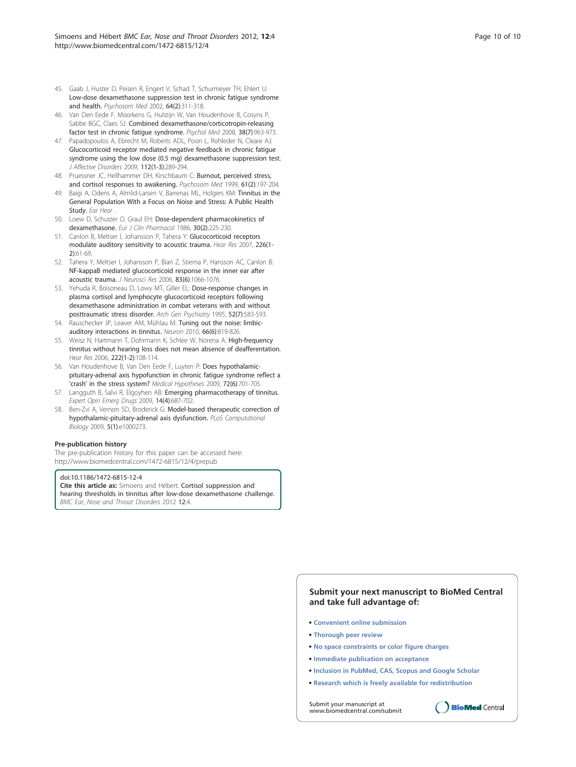45. Gaab J, Huster D, Peisen R, Engert V, Schad T, Schurmeyer TH, Ehlert U: **Low-dose dexamethasone suppression test in chronic fatigue syndrome and health.** *Psychosom Med* 2002, **64(2)**:311-318.
46. Van Den Eede F, Moorkens G, Hulstijn W, Van Houdenhove B, Cosyns P, Sabbe BGC, Claes SJ: **Combined dexamethasone/corticotropin-releasing factor test in chronic fatigue syndrome.** *Psychol Med* 2008, **38(7)**:963-973.
47. Papadopoulos A, Ebrecht M, Roberts ADL, Poon L, Rohleder N, Cleare AJ: **Glucocorticoid receptor mediated negative feedback in chronic fatigue syndrome using the low dose (0.5 mg) dexamethasone suppression test.** *J Affective Disorders* 2009, **112(1-3)**:289-294.
48. Pruessner JC, Hellhammer DH, Kirschbaum C: **Burnout, perceived stress, and cortisol responses to awakening.** *Psychosom Med* 1999, **61(2)**:197-204.
49. Baigi A, Odens A, Almlid-Larsen V, Barrenas ML, Holgers KM: **Tinnitus in the General Population With a Focus on Noise and Stress: A Public Health Study.** *Ear Hear* .
50. Loew D, Schuster O, Graul EH: **Dose-dependent pharmacokinetics of dexamethasone.** *Eur J Clin Pharmacol* 1986, **30(2)**:225-230.
51. Canlon B, Meltser I, Johansson P, Tahera Y: **Glucocorticoid receptors modulate auditory sensitivity to acoustic trauma.** *Hear Res* 2007, **226(1-2)**:61-69.
52. Tahera Y, Meltser I, Johansson P, Bian Z, Stierna P, Hansson AC, Canlon B: **NF-kappaB mediated glucocorticoid response in the inner ear after acoustic trauma.** *J Neurosci Res* 2006, **83(6)**:1066-1076.
53. Yehuda R, Boisoneau D, Lowy MT, Giller EL: **Dose-response changes in plasma cortisol and lymphocyte glucocorticoid receptors following dexamethasone administration in combat veterans with and without posttraumatic stress disorder.** *Arch Gen Psychiatry* 1995, **52(7)**:583-593.
54. Rauschecker JP, Leaver AM, Mühlau M: **Tuning out the noise: limbic-auditory interactions in tinnitus.** *Neuron* 2010, **66(6)**:819-826.
55. Weisz N, Hartmann T, Dohrmann K, Schlee W, Norena A: **High-frequency tinnitus without hearing loss does not mean absence of deafferentation.** *Hear Res* 2006, **222(1-2)**:108-114.
56. Van Houdenhove B, Van Den Eede F, Luyten P: **Does hypothalamic-pituitary-adrenal axis hypofunction in chronic fatigue syndrome reflect a 'crash' in the stress system?** *Medical Hypotheses* 2009, **72(6)**:701-705.
57. Langguth B, Salvi R, Elgoyhen AB: **Emerging pharmacotherapy of tinnitus.** *Expert Opin Emerg Drugs* 2009, **14(4)**:687-702.
58. Ben-Zvi A, Vernon SD, Broderick G: **Model-based therapeutic correction of hypothalamic-pituitary-adrenal axis dysfunction.** *PLoS Computational Biology* 2009, **5(1)**:e1000273.

### Pre-publication history

The pre-publication history for this paper can be accessed here: http://www.biomedcentral.com/1472-6815/12/4/prepub

doi:10.1186/1472-6815-12-4

**Cite this article as:** Simoens and Hébert: **Cortisol suppression and hearing thresholds in tinnitus after low-dose dexamethasone challenge.** *BMC Ear, Nose and Throat Disorders* 2012 **12**:4.

**Submit your next manuscript to BioMed Central and take full advantage of:**

- Convenient online submission
- Thorough peer review
- No space constraints or color figure charges
- Immediate publication on acceptance
- Inclusion in PubMed, CAS, Scopus and Google Scholar
- Research which is freely available for redistribution

Submit your manuscript at www.biomedcentral.com/submit

BioMed Central